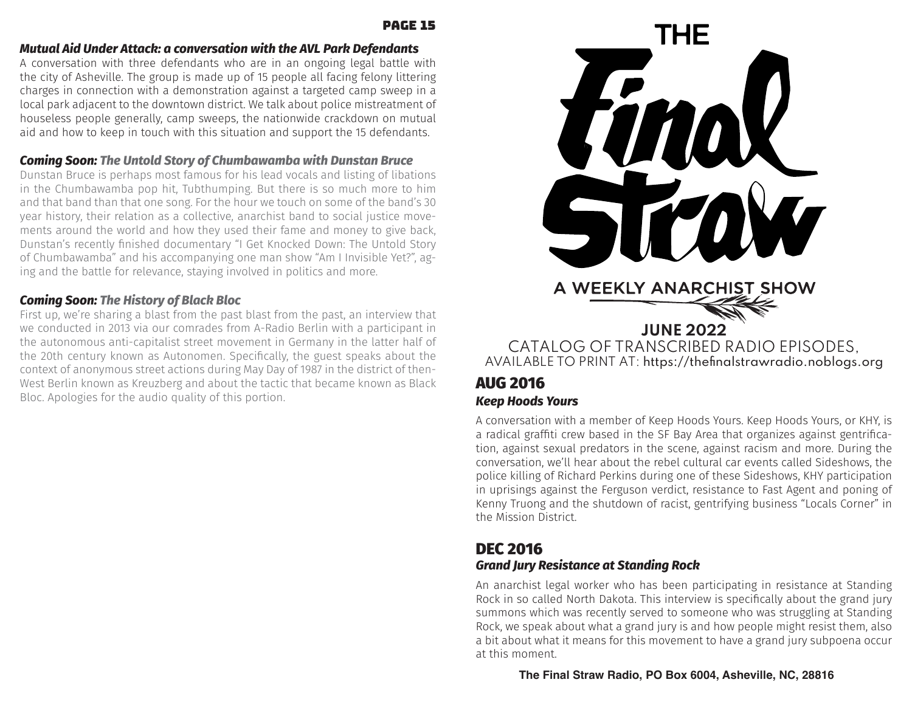## Mutual Aid Under Attack: a conversation with the AVL Park Defendants

A conversation with three defendants who are in an ongoing legal battle with the city of Asheville. The group is made up of 15 people all facing felony littering charges in connection with a demonstration against a targeted camp sweep in a local park adjacent to the downtown district. We talk about police mistreatment of houseless people generally, camp sweeps, the nationwide crackdown on mutual aid and how to keep in touch with this situation and support the 15 defendants.

## *Coming Soon: The Untold Story of Chumbawamba with Dunstan Bruce*

Dunstan Bruce is perhaps most famous for his lead vocals and listing of libations in the Chumbawamba pop hit, Tubthumping. But there is so much more to him and that band than that one song. For the hour we touch on some of the band's 30 year history, their relation as a collective, anarchist band to social justice movements around the world and how they used their fame and money to give back, Dunstan's recently finished documentary "I Get Knocked Down: The Untold Story of Chumbawamba" and his accompanying one man show "Am I Invisible Yet?", aging and the battle for relevance, staying involved in politics and more.

## *Coming Soon: The History of Black Bloc*

First up, we're sharing a blast from the past blast from the past, an interview that we conducted in 2013 via our comrades from A-Radio Berlin with a participant in the autonomous anti-capitalist street movement in Germany in the latter half of the 20th century known as Autonomen. Specifically, the guest speaks about the context of anonymous street actions during May Day of 1987 in the district of then-West Berlin known as Kreuzberg and about the tactic that became known as Black Bloc. Apologies for the audio quality of this portion.

# THE Final Straw

A WEEKLY ANARCHIST SHOW

**JUNE 2022**

CATALOG OF TRANSCRIBED RADIO EPISODES,
AVAILABLE TO PRINT AT: https://thefinalstrawradio.noblogs.org

# AUG 2016

## *Keep Hoods Yours*

A conversation with a member of Keep Hoods Yours. Keep Hoods Yours, or KHY, is a radical graffiti crew based in the SF Bay Area that organizes against gentrification, against sexual predators in the scene, against racism and more. During the conversation, we'll hear about the rebel cultural car events called Sideshows, the police killing of Richard Perkins during one of these Sideshows, KHY participation in uprisings against the Ferguson verdict, resistance to Fast Agent and poning of Kenny Truong and the shutdown of racist, gentrifying business "Locals Corner" in the Mission District.

# DEC 2016

## *Grand Jury Resistance at Standing Rock*

An anarchist legal worker who has been participating in resistance at Standing Rock in so called North Dakota. This interview is specifically about the grand jury summons which was recently served to someone who was struggling at Standing Rock, we speak about what a grand jury is and how people might resist them, also a bit about what it means for this movement to have a grand jury subpoena occur at this moment.

**The Final Straw Radio, PO Box 6004, Asheville, NC, 28816**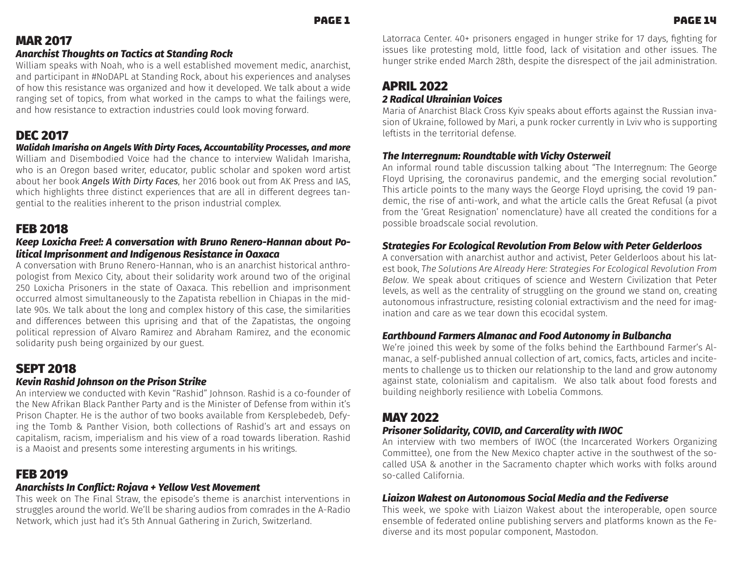## MAR 2017

### *Anarchist Thoughts on Tactics at Standing Rock*

William speaks with Noah, who is a well established movement medic, anarchist, and participant in #NoDAPL at Standing Rock, about his experiences and analyses of how this resistance was organized and how it developed. We talk about a wide ranging set of topics, from what worked in the camps to what the failings were, and how resistance to extraction industries could look moving forward.

## DEC 2017

### *Walidah Imarisha on Angels With Dirty Faces, Accountability Processes, and more*

William and Disembodied Voice had the chance to interview Walidah Imarisha, who is an Oregon based writer, educator, public scholar and spoken word artist about her book *Angels With Dirty Faces*, her 2016 book out from AK Press and IAS, which highlights three distinct experiences that are all in different degrees tangential to the realities inherent to the prison industrial complex.

## FEB 2018

### *Keep Loxicha Free!: A conversation with Bruno Renero-Hannan about Political Imprisonment and Indigenous Resistance in Oaxaca*

A conversation with Bruno Renero-Hannan, who is an anarchist historical anthropologist from Mexico City, about their solidarity work around two of the original 250 Loxicha Prisoners in the state of Oaxaca. This rebellion and imprisonment occurred almost simultaneously to the Zapatista rebellion in Chiapas in the mid-late 90s. We talk about the long and complex history of this case, the similarities and differences between this uprising and that of the Zapatistas, the ongoing political repression of Alvaro Ramirez and Abraham Ramirez, and the economic solidarity push being orgainized by our guest.

## SEPT 2018

### *Kevin Rashid Johnson on the Prison Strike*

An interview we conducted with Kevin "Rashid" Johnson. Rashid is a co-founder of the New Afrikan Black Panther Party and is the Minister of Defense from within it's Prison Chapter. He is the author of two books available from Kersplebedeb, Defying the Tomb & Panther Vision, both collections of Rashid's art and essays on capitalism, racism, imperialism and his view of a road towards liberation. Rashid is a Maoist and presents some interesting arguments in his writings.

## FEB 2019

### *Anarchists In Conflict: Rojava + Yellow Vest Movement*

This week on The Final Straw, the episode's theme is anarchist interventions in struggles around the world. We'll be sharing audios from comrades in the A-Radio Network, which just had it's 5th Annual Gathering in Zurich, Switzerland.

Latorraca Center. 40+ prisoners engaged in hunger strike for 17 days, fighting for issues like protesting mold, little food, lack of visitation and other issues. The hunger strike ended March 28th, despite the disrespect of the jail administration.

## APRIL 2022

### *2 Radical Ukrainian Voices*

Maria of Anarchist Black Cross Kyiv speaks about efforts against the Russian invasion of Ukraine, followed by Mari, a punk rocker currently in Lviv who is supporting leftists in the territorial defense.

### *The Interregnum: Roundtable with Vicky Osterweil*

An informal round table discussion talking about "The Interregnum: The George Floyd Uprising, the coronavirus pandemic, and the emerging social revolution." This article points to the many ways the George Floyd uprising, the covid 19 pandemic, the rise of anti-work, and what the article calls the Great Refusal (a pivot from the 'Great Resignation' nomenclature) have all created the conditions for a possible broadscale social revolution.

### *Strategies For Ecological Revolution From Below with Peter Gelderloos*

A conversation with anarchist author and activist, Peter Gelderloos about his latest book, *The Solutions Are Already Here: Strategies For Ecological Revolution From Below*. We speak about critiques of science and Western Civilization that Peter levels, as well as the centrality of struggling on the ground we stand on, creating autonomous infrastructure, resisting colonial extractivism and the need for imagination and care as we tear down this ecocidal system.

### *Earthbound Farmers Almanac and Food Autonomy in Bulbancha*

We're joined this week by some of the folks behind the Earthbound Farmer's Almanac, a self-published annual collection of art, comics, facts, articles and incitements to challenge us to thicken our relationship to the land and grow autonomy against state, colonialism and capitalism. We also talk about food forests and building neighborly resilience with Lobelia Commons.

## MAY 2022

### *Prisoner Solidarity, COVID, and Carcerality with IWOC*

An interview with two members of IWOC (the Incarcerated Workers Organizing Committee), one from the New Mexico chapter active in the southwest of the so-called USA & another in the Sacramento chapter which works with folks around so-called California.

### *Liaizon Wakest on Autonomous Social Media and the Fediverse*

This week, we spoke with Liaizon Wakest about the interoperable, open source ensemble of federated online publishing servers and platforms known as the Fediverse and its most popular component, Mastodon.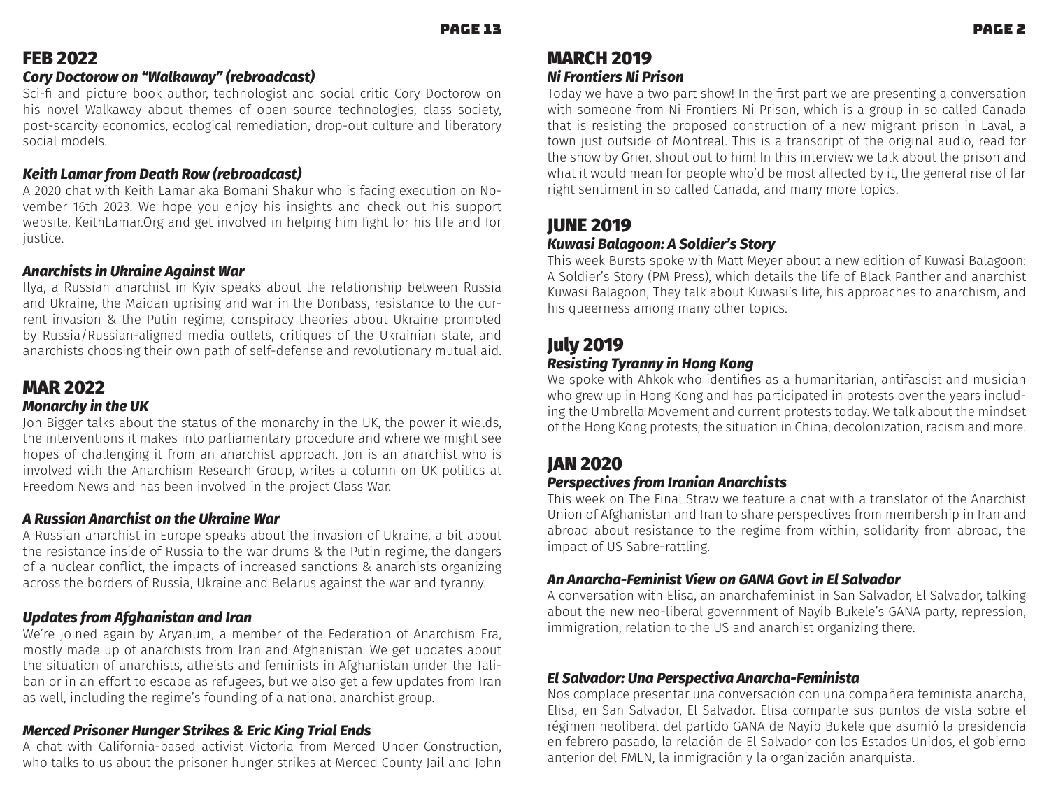## FEB 2022

### *Cory Doctorow on "Walkaway" (rebroadcast)*

Sci-fi and picture book author, technologist and social critic Cory Doctorow on his novel Walkaway about themes of open source technologies, class society, post-scarcity economics, ecological remediation, drop-out culture and liberatory social models.

### *Keith Lamar from Death Row (rebroadcast)*

A 2020 chat with Keith Lamar aka Bomani Shakur who is facing execution on November 16th 2023. We hope you enjoy his insights and check out his support website, KeithLamar.Org and get involved in helping him fight for his life and for justice.

### *Anarchists in Ukraine Against War*

Ilya, a Russian anarchist in Kyiv speaks about the relationship between Russia and Ukraine, the Maidan uprising and war in the Donbass, resistance to the current invasion & the Putin regime, conspiracy theories about Ukraine promoted by Russia/Russian-aligned media outlets, critiques of the Ukrainian state, and anarchists choosing their own path of self-defense and revolutionary mutual aid.

## MAR 2022

### *Monarchy in the UK*

Jon Bigger talks about the status of the monarchy in the UK, the power it wields, the interventions it makes into parliamentary procedure and where we might see hopes of challenging it from an anarchist approach. Jon is an anarchist who is involved with the Anarchism Research Group, writes a column on UK politics at Freedom News and has been involved in the project Class War.

### *A Russian Anarchist on the Ukraine War*

A Russian anarchist in Europe speaks about the invasion of Ukraine, a bit about the resistance inside of Russia to the war drums & the Putin regime, the dangers of a nuclear conflict, the impacts of increased sanctions & anarchists organizing across the borders of Russia, Ukraine and Belarus against the war and tyranny.

### *Updates from Afghanistan and Iran*

We're joined again by Aryanum, a member of the Federation of Anarchism Era, mostly made up of anarchists from Iran and Afghanistan. We get updates about the situation of anarchists, atheists and feminists in Afghanistan under the Taliban or in an effort to escape as refugees, but we also get a few updates from Iran as well, including the regime's founding of a national anarchist group.

### *Merced Prisoner Hunger Strikes & Eric King Trial Ends*

A chat with California-based activist Victoria from Merced Under Construction, who talks to us about the prisoner hunger strikes at Merced County Jail and John

## MARCH 2019

### *Ni Frontiers Ni Prison*

Today we have a two part show! In the first part we are presenting a conversation with someone from Ni Frontiers Ni Prison, which is a group in so called Canada that is resisting the proposed construction of a new migrant prison in Laval, a town just outside of Montreal. This is a transcript of the original audio, read for the show by Grier, shout out to him! In this interview we talk about the prison and what it would mean for people who'd be most affected by it, the general rise of far right sentiment in so called Canada, and many more topics.

## JUNE 2019

### *Kuwasi Balagoon: A Soldier's Story*

This week Bursts spoke with Matt Meyer about a new edition of Kuwasi Balagoon: A Soldier's Story (PM Press), which details the life of Black Panther and anarchist Kuwasi Balagoon, They talk about Kuwasi's life, his approaches to anarchism, and his queerness among many other topics.

## July 2019

### *Resisting Tyranny in Hong Kong*

We spoke with Ahkok who identifies as a humanitarian, antifascist and musician who grew up in Hong Kong and has participated in protests over the years including the Umbrella Movement and current protests today. We talk about the mindset of the Hong Kong protests, the situation in China, decolonization, racism and more.

## JAN 2020

### *Perspectives from Iranian Anarchists*

This week on The Final Straw we feature a chat with a translator of the Anarchist Union of Afghanistan and Iran to share perspectives from membership in Iran and abroad about resistance to the regime from within, solidarity from abroad, the impact of US Sabre-rattling.

### *An Anarcha-Feminist View on GANA Govt in El Salvador*

A conversation with Elisa, an anarchafeminist in San Salvador, El Salvador, talking about the new neo-liberal government of Nayib Bukele's GANA party, repression, immigration, relation to the US and anarchist organizing there.

### *El Salvador: Una Perspectiva Anarcha-Feminista*

Nos complace presentar una conversación con una compañera feminista anarcha, Elisa, en San Salvador, El Salvador. Elisa comparte sus puntos de vista sobre el régimen neoliberal del partido GANA de Nayib Bukele que asumió la presidencia en febrero pasado, la relación de El Salvador con los Estados Unidos, el gobierno anterior del FMLN, la inmigración y la organización anarquista.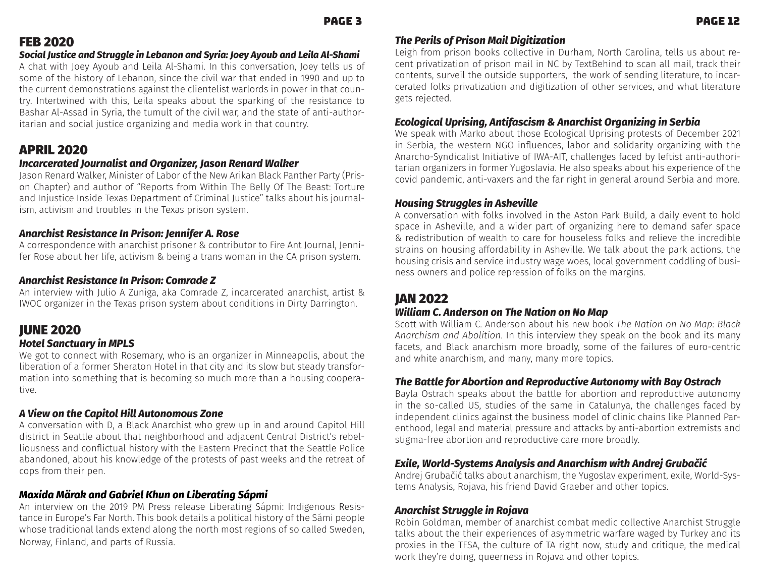## FEB 2020

### *Social Justice and Struggle in Lebanon and Syria: Joey Ayoub and Leila Al-Shami*

A chat with Joey Ayoub and Leila Al-Shami. In this conversation, Joey tells us of some of the history of Lebanon, since the civil war that ended in 1990 and up to the current demonstrations against the clientelist warlords in power in that country. Intertwined with this, Leila speaks about the sparking of the resistance to Bashar Al-Assad in Syria, the tumult of the civil war, and the state of anti-authoritarian and social justice organizing and media work in that country.

## APRIL 2020

### *Incarcerated Journalist and Organizer, Jason Renard Walker*

Jason Renard Walker, Minister of Labor of the New Arikan Black Panther Party (Prison Chapter) and author of "Reports from Within The Belly Of The Beast: Torture and Injustice Inside Texas Department of Criminal Justice" talks about his journalism, activism and troubles in the Texas prison system.

### *Anarchist Resistance In Prison: Jennifer A. Rose*

A correspondence with anarchist prisoner & contributor to Fire Ant Journal, Jennifer Rose about her life, activism & being a trans woman in the CA prison system.

### *Anarchist Resistance In Prison: Comrade Z*

An interview with Julio A Zuniga, aka Comrade Z, incarcerated anarchist, artist & IWOC organizer in the Texas prison system about conditions in Dirty Darrington.

## JUNE 2020

### *Hotel Sanctuary in MPLS*

We got to connect with Rosemary, who is an organizer in Minneapolis, about the liberation of a former Sheraton Hotel in that city and its slow but steady transformation into something that is becoming so much more than a housing cooperative.

### *A View on the Capitol Hill Autonomous Zone*

A conversation with D, a Black Anarchist who grew up in and around Capitol Hill district in Seattle about that neighborhood and adjacent Central District's rebelliousness and conflictual history with the Eastern Precinct that the Seattle Police abandoned, about his knowledge of the protests of past weeks and the retreat of cops from their pen.

### *Maxida Märak and Gabriel Khun on Liberating Sápmi*

An interview on the 2019 PM Press release Liberating Sápmi: Indigenous Resistance in Europe's Far North. This book details a political history of the Sámi people whose traditional lands extend along the north most regions of so called Sweden, Norway, Finland, and parts of Russia.

### *The Perils of Prison Mail Digitization*

Leigh from prison books collective in Durham, North Carolina, tells us about recent privatization of prison mail in NC by TextBehind to scan all mail, track their contents, surveil the outside supporters, the work of sending literature, to incarcerated folks privatization and digitization of other services, and what literature gets rejected.

### *Ecological Uprising, Antifascism & Anarchist Organizing in Serbia*

We speak with Marko about those Ecological Uprising protests of December 2021 in Serbia, the western NGO influences, labor and solidarity organizing with the Anarcho-Syndicalist Initiative of IWA-AIT, challenges faced by leftist anti-authoritarian organizers in former Yugoslavia. He also speaks about his experience of the covid pandemic, anti-vaxers and the far right in general around Serbia and more.

### *Housing Struggles in Asheville*

A conversation with folks involved in the Aston Park Build, a daily event to hold space in Asheville, and a wider part of organizing here to demand safer space & redistribution of wealth to care for houseless folks and relieve the incredible strains on housing affordability in Asheville. We talk about the park actions, the housing crisis and service industry wage woes, local government coddling of business owners and police repression of folks on the margins.

## JAN 2022

### *William C. Anderson on The Nation on No Map*

Scott with William C. Anderson about his new book *The Nation on No Map: Black Anarchism and Abolition*. In this interview they speak on the book and its many facets, and Black anarchism more broadly, some of the failures of euro-centric and white anarchism, and many, many more topics.

### *The Battle for Abortion and Reproductive Autonomy with Bay Ostrach*

Bayla Ostrach speaks about the battle for abortion and reproductive autonomy in the so-called US, studies of the same in Catalunya, the challenges faced by independent clinics against the business model of clinic chains like Planned Parenthood, legal and material pressure and attacks by anti-abortion extremists and stigma-free abortion and reproductive care more broadly.

### *Exile, World-Systems Analysis and Anarchism with Andrej Grubačić*

Andrej Grubačić talks about anarchism, the Yugoslav experiment, exile, World-Systems Analysis, Rojava, his friend David Graeber and other topics.

### *Anarchist Struggle in Rojava*

Robin Goldman, member of anarchist combat medic collective Anarchist Struggle talks about the their experiences of asymmetric warfare waged by Turkey and its proxies in the TFSA, the culture of TA right now, study and critique, the medical work they're doing, queerness in Rojava and other topics.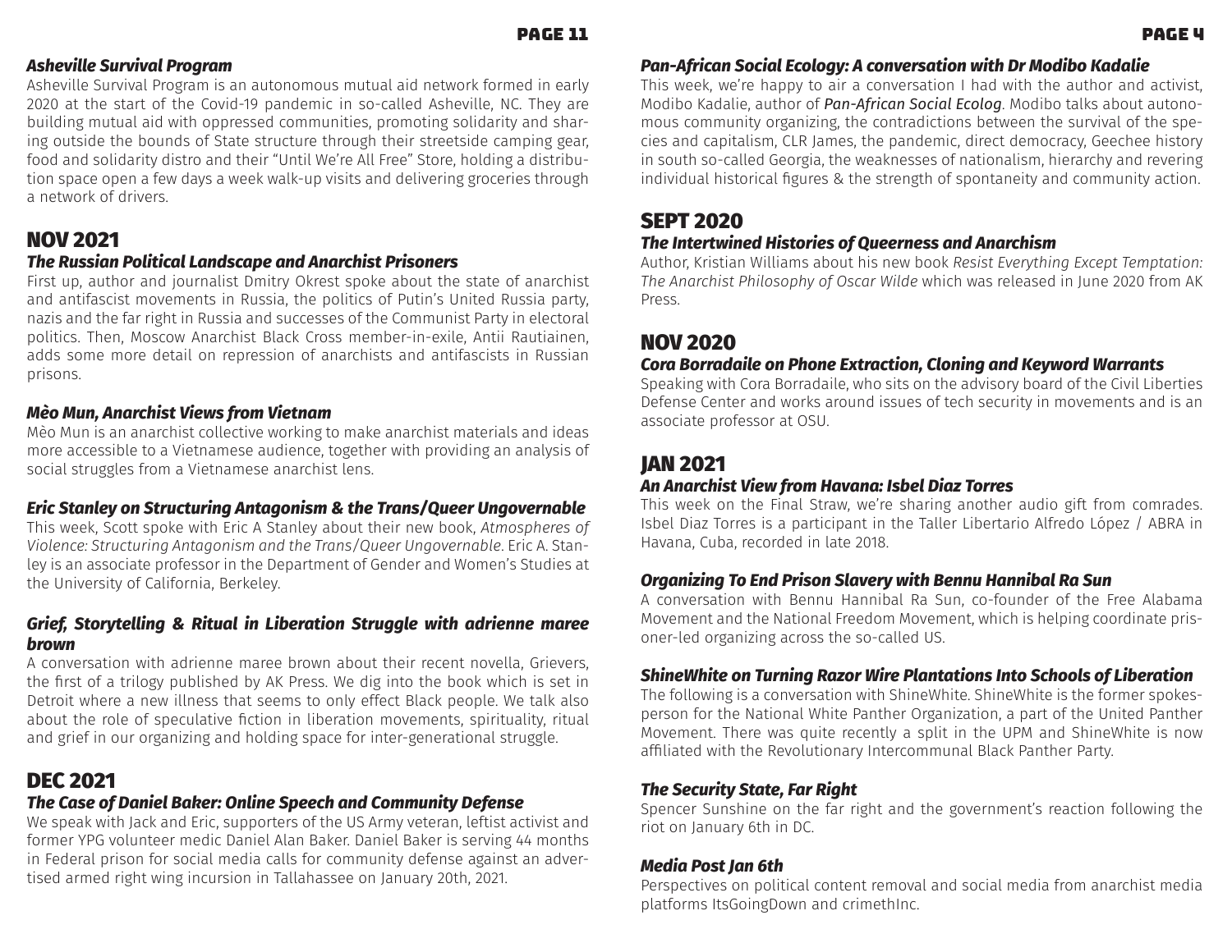### *Asheville Survival Program*

Asheville Survival Program is an autonomous mutual aid network formed in early 2020 at the start of the Covid-19 pandemic in so-called Asheville, NC. They are building mutual aid with oppressed communities, promoting solidarity and sharing outside the bounds of State structure through their streetside camping gear, food and solidarity distro and their "Until We're All Free" Store, holding a distribution space open a few days a week walk-up visits and delivering groceries through a network of drivers.

## NOV 2021

### *The Russian Political Landscape and Anarchist Prisoners*

First up, author and journalist Dmitry Okrest spoke about the state of anarchist and antifascist movements in Russia, the politics of Putin's United Russia party, nazis and the far right in Russia and successes of the Communist Party in electoral politics. Then, Moscow Anarchist Black Cross member-in-exile, Antii Rautiainen, adds some more detail on repression of anarchists and antifascists in Russian prisons.

### *Mèo Mun, Anarchist Views from Vietnam*

Mèo Mun is an anarchist collective working to make anarchist materials and ideas more accessible to a Vietnamese audience, together with providing an analysis of social struggles from a Vietnamese anarchist lens.

### *Eric Stanley on Structuring Antagonism & the Trans/Queer Ungovernable*

This week, Scott spoke with Eric A Stanley about their new book, *Atmospheres of Violence: Structuring Antagonism and the Trans/Queer Ungovernable*. Eric A. Stanley is an associate professor in the Department of Gender and Women's Studies at the University of California, Berkeley.

### *Grief, Storytelling & Ritual in Liberation Struggle with adrienne maree brown*

A conversation with adrienne maree brown about their recent novella, Grievers, the first of a trilogy published by AK Press. We dig into the book which is set in Detroit where a new illness that seems to only effect Black people. We talk also about the role of speculative fiction in liberation movements, spirituality, ritual and grief in our organizing and holding space for inter-generational struggle.

## DEC 2021

### *The Case of Daniel Baker: Online Speech and Community Defense*

We speak with Jack and Eric, supporters of the US Army veteran, leftist activist and former YPG volunteer medic Daniel Alan Baker. Daniel Baker is serving 44 months in Federal prison for social media calls for community defense against an advertised armed right wing incursion in Tallahassee on January 20th, 2021.

### *Pan-African Social Ecology: A conversation with Dr Modibo Kadalie*

This week, we're happy to air a conversation I had with the author and activist, Modibo Kadalie, author of ***Pan-African Social Ecolog***. Modibo talks about autonomous community organizing, the contradictions between the survival of the species and capitalism, CLR James, the pandemic, direct democracy, Geechee history in south so-called Georgia, the weaknesses of nationalism, hierarchy and revering individual historical figures & the strength of spontaneity and community action.

## SEPT 2020

### *The Intertwined Histories of Queerness and Anarchism*

Author, Kristian Williams about his new book *Resist Everything Except Temptation: The Anarchist Philosophy of Oscar Wilde* which was released in June 2020 from AK Press.

## NOV 2020

### *Cora Borradaile on Phone Extraction, Cloning and Keyword Warrants*

Speaking with Cora Borradaile, who sits on the advisory board of the Civil Liberties Defense Center and works around issues of tech security in movements and is an associate professor at OSU.

## JAN 2021

### *An Anarchist View from Havana: Isbel Diaz Torres*

This week on the Final Straw, we're sharing another audio gift from comrades. Isbel Diaz Torres is a participant in the Taller Libertario Alfredo López / ABRA in Havana, Cuba, recorded in late 2018.

### *Organizing To End Prison Slavery with Bennu Hannibal Ra Sun*

A conversation with Bennu Hannibal Ra Sun, co-founder of the Free Alabama Movement and the National Freedom Movement, which is helping coordinate prisoner-led organizing across the so-called US.

### *ShineWhite on Turning Razor Wire Plantations Into Schools of Liberation*

The following is a conversation with ShineWhite. ShineWhite is the former spokesperson for the National White Panther Organization, a part of the United Panther Movement. There was quite recently a split in the UPM and ShineWhite is now affiliated with the Revolutionary Intercommunal Black Panther Party.

### *The Security State, Far Right*

Spencer Sunshine on the far right and the government's reaction following the riot on January 6th in DC.

### *Media Post Jan 6th*

Perspectives on political content removal and social media from anarchist media platforms ItsGoingDown and crimethInc.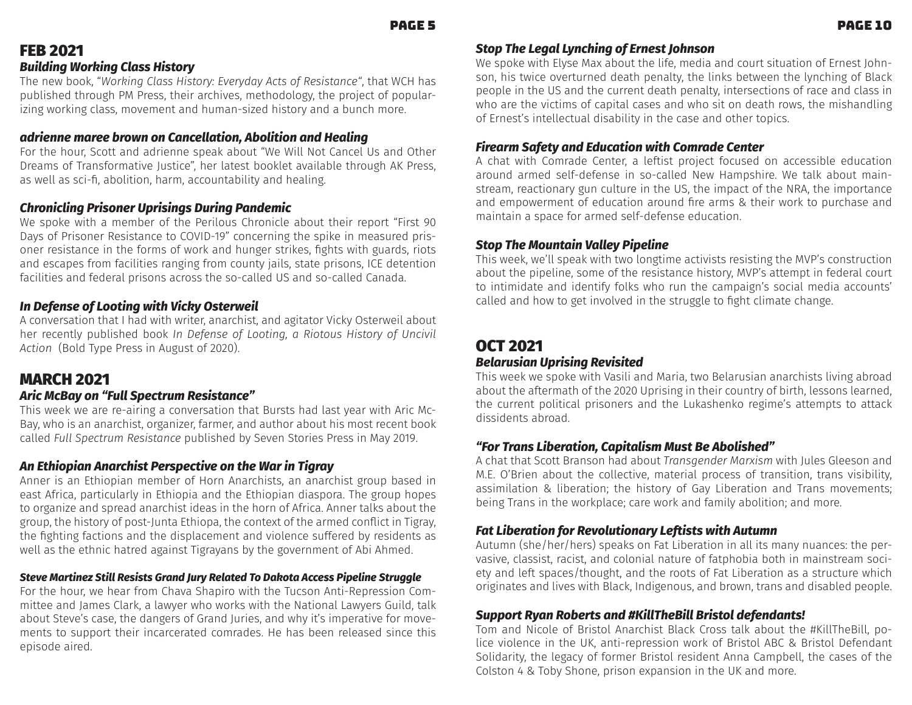## FEB 2021

### *Building Working Class History*

The new book, "*Working Class History: Everyday Acts of Resistance*", that WCH has published through PM Press, their archives, methodology, the project of popularizing working class, movement and human-sized history and a bunch more.

### *adrienne maree brown on Cancellation, Abolition and Healing*

For the hour, Scott and adrienne speak about "We Will Not Cancel Us and Other Dreams of Transformative Justice", her latest booklet available through AK Press, as well as sci-fi, abolition, harm, accountability and healing.

### *Chronicling Prisoner Uprisings During Pandemic*

We spoke with a member of the Perilous Chronicle about their report "First 90 Days of Prisoner Resistance to COVID-19" concerning the spike in measured prisoner resistance in the forms of work and hunger strikes, fights with guards, riots and escapes from facilities ranging from county jails, state prisons, ICE detention facilities and federal prisons across the so-called US and so-called Canada.

### *In Defense of Looting with Vicky Osterweil*

A conversation that I had with writer, anarchist, and agitator Vicky Osterweil about her recently published book *In Defense of Looting, a Riotous History of Uncivil Action* (Bold Type Press in August of 2020).

## MARCH 2021

### *Aric McBay on "Full Spectrum Resistance"*

This week we are re-airing a conversation that Bursts had last year with Aric McBay, who is an anarchist, organizer, farmer, and author about his most recent book called *Full Spectrum Resistance* published by Seven Stories Press in May 2019.

### *An Ethiopian Anarchist Perspective on the War in Tigray*

Anner is an Ethiopian member of Horn Anarchists, an anarchist group based in east Africa, particularly in Ethiopia and the Ethiopian diaspora. The group hopes to organize and spread anarchist ideas in the horn of Africa. Anner talks about the group, the history of post-Junta Ethiopa, the context of the armed conflict in Tigray, the fighting factions and the displacement and violence suffered by residents as well as the ethnic hatred against Tigrayans by the government of Abi Ahmed.

### *Steve Martinez Still Resists Grand Jury Related To Dakota Access Pipeline Struggle*

For the hour, we hear from Chava Shapiro with the Tucson Anti-Repression Committee and James Clark, a lawyer who works with the National Lawyers Guild, talk about Steve's case, the dangers of Grand Juries, and why it's imperative for movements to support their incarcerated comrades. He has been released since this episode aired.

### *Stop The Legal Lynching of Ernest Johnson*

We spoke with Elyse Max about the life, media and court situation of Ernest Johnson, his twice overturned death penalty, the links between the lynching of Black people in the US and the current death penalty, intersections of race and class in who are the victims of capital cases and who sit on death rows, the mishandling of Ernest's intellectual disability in the case and other topics.

### *Firearm Safety and Education with Comrade Center*

A chat with Comrade Center, a leftist project focused on accessible education around armed self-defense in so-called New Hampshire. We talk about mainstream, reactionary gun culture in the US, the impact of the NRA, the importance and empowerment of education around fire arms & their work to purchase and maintain a space for armed self-defense education.

### *Stop The Mountain Valley Pipeline*

This week, we'll speak with two longtime activists resisting the MVP's construction about the pipeline, some of the resistance history, MVP's attempt in federal court to intimidate and identify folks who run the campaign's social media accounts' called and how to get involved in the struggle to fight climate change.

## OCT 2021

### *Belarusian Uprising Revisited*

This week we spoke with Vasili and Maria, two Belarusian anarchists living abroad about the aftermath of the 2020 Uprising in their country of birth, lessons learned, the current political prisoners and the Lukashenko regime's attempts to attack dissidents abroad.

### *"For Trans Liberation, Capitalism Must Be Abolished"*

A chat that Scott Branson had about *Transgender Marxism* with Jules Gleeson and M.E. O'Brien about the collective, material process of transition, trans visibility, assimilation & liberation; the history of Gay Liberation and Trans movements; being Trans in the workplace; care work and family abolition; and more.

### *Fat Liberation for Revolutionary Leftists with Autumn*

Autumn (she/her/hers) speaks on Fat Liberation in all its many nuances: the pervasive, classist, racist, and colonial nature of fatphobia both in mainstream society and left spaces/thought, and the roots of Fat Liberation as a structure which originates and lives with Black, Indigenous, and brown, trans and disabled people.

### *Support Ryan Roberts and #KillTheBill Bristol defendants!*

Tom and Nicole of Bristol Anarchist Black Cross talk about the #KillTheBill, police violence in the UK, anti-repression work of Bristol ABC & Bristol Defendant Solidarity, the legacy of former Bristol resident Anna Campbell, the cases of the Colston 4 & Toby Shone, prison expansion in the UK and more.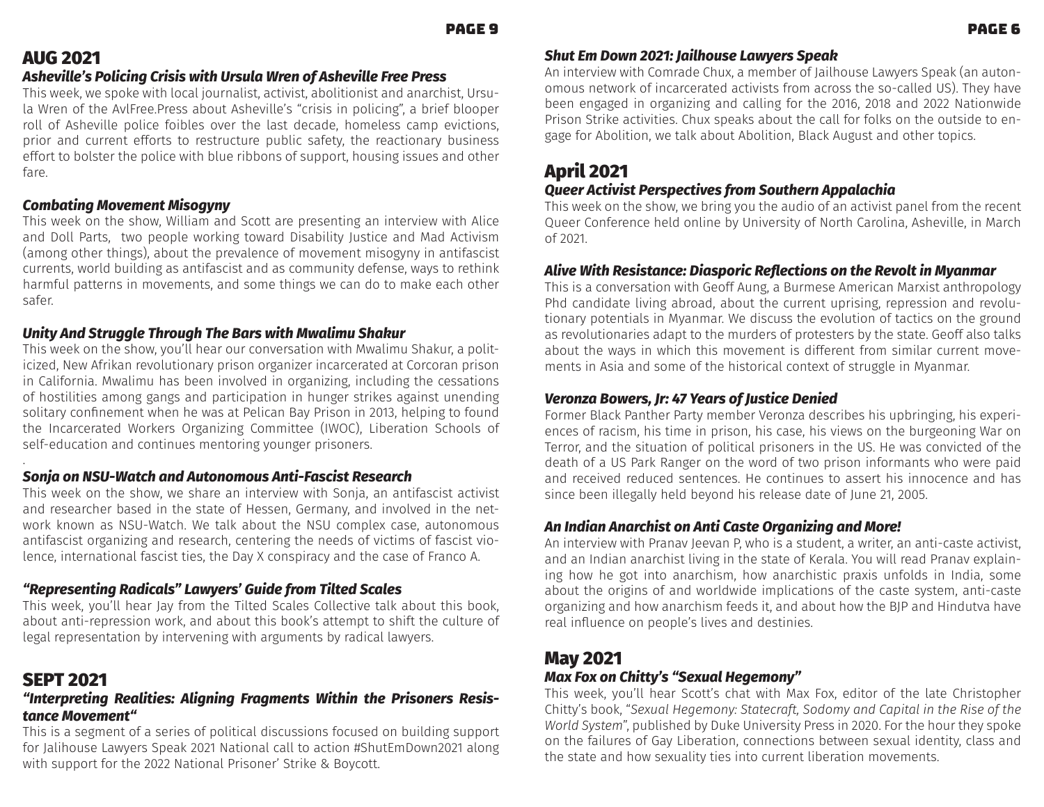## AUG 2021

### *Asheville's Policing Crisis with Ursula Wren of Asheville Free Press*

This week, we spoke with local journalist, activist, abolitionist and anarchist, Ursula Wren of the AvlFree.Press about Asheville's "crisis in policing", a brief blooper roll of Asheville police foibles over the last decade, homeless camp evictions, prior and current efforts to restructure public safety, the reactionary business effort to bolster the police with blue ribbons of support, housing issues and other fare.

### *Combating Movement Misogyny*

This week on the show, William and Scott are presenting an interview with Alice and Doll Parts, two people working toward Disability Justice and Mad Activism (among other things), about the prevalence of movement misogyny in antifascist currents, world building as antifascist and as community defense, ways to rethink harmful patterns in movements, and some things we can do to make each other safer.

### *Unity And Struggle Through The Bars with Mwalimu Shakur*

This week on the show, you'll hear our conversation with Mwalimu Shakur, a politicized, New Afrikan revolutionary prison organizer incarcerated at Corcoran prison in California. Mwalimu has been involved in organizing, including the cessations of hostilities among gangs and participation in hunger strikes against unending solitary confinement when he was at Pelican Bay Prison in 2013, helping to found the Incarcerated Workers Organizing Committee (IWOC), Liberation Schools of self-education and continues mentoring younger prisoners.

.

### *Sonja on NSU-Watch and Autonomous Anti-Fascist Research*

This week on the show, we share an interview with Sonja, an antifascist activist and researcher based in the state of Hessen, Germany, and involved in the network known as NSU-Watch. We talk about the NSU complex case, autonomous antifascist organizing and research, centering the needs of victims of fascist violence, international fascist ties, the Day X conspiracy and the case of Franco A.

### *"Representing Radicals" Lawyers' Guide from Tilted Scales*

This week, you'll hear Jay from the Tilted Scales Collective talk about this book, about anti-repression work, and about this book's attempt to shift the culture of legal representation by intervening with arguments by radical lawyers.

## SEPT 2021

### *"Interpreting Realities: Aligning Fragments Within the Prisoners Resistance Movement"*

This is a segment of a series of political discussions focused on building support for Jalihouse Lawyers Speak 2021 National call to action #ShutEmDown2021 along with support for the 2022 National Prisoner' Strike & Boycott.

### *Shut Em Down 2021: Jailhouse Lawyers Speak*

An interview with Comrade Chux, a member of Jailhouse Lawyers Speak (an autonomous network of incarcerated activists from across the so-called US). They have been engaged in organizing and calling for the 2016, 2018 and 2022 Nationwide Prison Strike activities. Chux speaks about the call for folks on the outside to engage for Abolition, we talk about Abolition, Black August and other topics.

## April 2021

### *Queer Activist Perspectives from Southern Appalachia*

This week on the show, we bring you the audio of an activist panel from the recent Queer Conference held online by University of North Carolina, Asheville, in March of 2021.

### *Alive With Resistance: Diasporic Reflections on the Revolt in Myanmar*

This is a conversation with Geoff Aung, a Burmese American Marxist anthropology Phd candidate living abroad, about the current uprising, repression and revolutionary potentials in Myanmar. We discuss the evolution of tactics on the ground as revolutionaries adapt to the murders of protesters by the state. Geoff also talks about the ways in which this movement is different from similar current movements in Asia and some of the historical context of struggle in Myanmar.

### *Veronza Bowers, Jr: 47 Years of Justice Denied*

Former Black Panther Party member Veronza describes his upbringing, his experiences of racism, his time in prison, his case, his views on the burgeoning War on Terror, and the situation of political prisoners in the US. He was convicted of the death of a US Park Ranger on the word of two prison informants who were paid and received reduced sentences. He continues to assert his innocence and has since been illegally held beyond his release date of June 21, 2005.

### *An Indian Anarchist on Anti Caste Organizing and More!*

An interview with Pranav Jeevan P, who is a student, a writer, an anti-caste activist, and an Indian anarchist living in the state of Kerala. You will read Pranav explaining how he got into anarchism, how anarchistic praxis unfolds in India, some about the origins of and worldwide implications of the caste system, anti-caste organizing and how anarchism feeds it, and about how the BJP and Hindutva have real influence on people's lives and destinies.

## May 2021

### *Max Fox on Chitty's "Sexual Hegemony"*

This week, you'll hear Scott's chat with Max Fox, editor of the late Christopher Chitty's book, "*Sexual Hegemony: Statecraft, Sodomy and Capital in the Rise of the World System*", published by Duke University Press in 2020. For the hour they spoke on the failures of Gay Liberation, connections between sexual identity, class and the state and how sexuality ties into current liberation movements.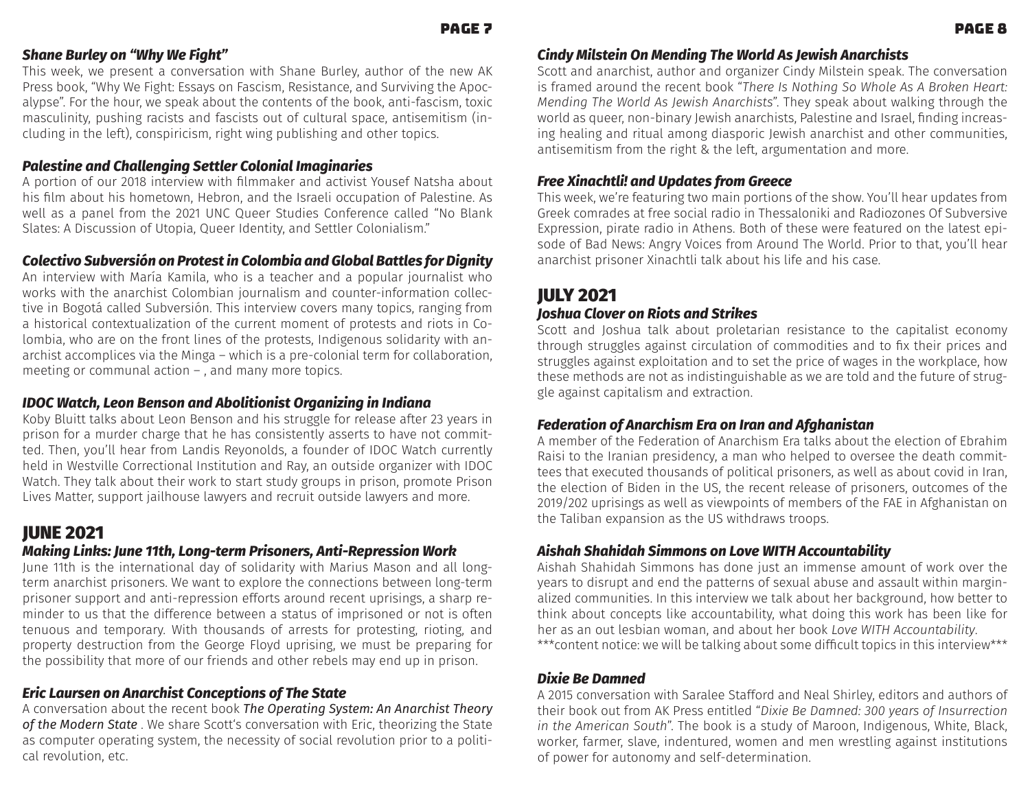### *Shane Burley on "Why We Fight"*

This week, we present a conversation with Shane Burley, author of the new AK Press book, "Why We Fight: Essays on Fascism, Resistance, and Surviving the Apocalypse". For the hour, we speak about the contents of the book, anti-fascism, toxic masculinity, pushing racists and fascists out of cultural space, antisemitism (including in the left), conspiricism, right wing publishing and other topics.

### *Palestine and Challenging Settler Colonial Imaginaries*

A portion of our 2018 interview with filmmaker and activist Yousef Natsha about his film about his hometown, Hebron, and the Israeli occupation of Palestine. As well as a panel from the 2021 UNC Queer Studies Conference called "No Blank Slates: A Discussion of Utopia, Queer Identity, and Settler Colonialism."

### *Colectivo Subversión on Protest in Colombia and Global Battles for Dignity*

An interview with María Kamila, who is a teacher and a popular journalist who works with the anarchist Colombian journalism and counter-information collective in Bogotá called Subversión. This interview covers many topics, ranging from a historical contextualization of the current moment of protests and riots in Colombia, who are on the front lines of the protests, Indigenous solidarity with anarchist accomplices via the Minga – which is a pre-colonial term for collaboration, meeting or communal action – , and many more topics.

### *IDOC Watch, Leon Benson and Abolitionist Organizing in Indiana*

Koby Bluitt talks about Leon Benson and his struggle for release after 23 years in prison for a murder charge that he has consistently asserts to have not committed. Then, you'll hear from Landis Reyonolds, a founder of IDOC Watch currently held in Westville Correctional Institution and Ray, an outside organizer with IDOC Watch. They talk about their work to start study groups in prison, promote Prison Lives Matter, support jailhouse lawyers and recruit outside lawyers and more.

## JUNE 2021

### *Making Links: June 11th, Long-term Prisoners, Anti-Repression Work*

June 11th is the international day of solidarity with Marius Mason and all long-term anarchist prisoners. We want to explore the connections between long-term prisoner support and anti-repression efforts around recent uprisings, a sharp reminder to us that the difference between a status of imprisoned or not is often tenuous and temporary. With thousands of arrests for protesting, rioting, and property destruction from the George Floyd uprising, we must be preparing for the possibility that more of our friends and other rebels may end up in prison.

### *Eric Laursen on Anarchist Conceptions of The State*

A conversation about the recent book *The Operating System: An Anarchist Theory of the Modern State* . We share Scott's conversation with Eric, theorizing the State as computer operating system, the necessity of social revolution prior to a political revolution, etc.

### *Cindy Milstein On Mending The World As Jewish Anarchists*

Scott and anarchist, author and organizer Cindy Milstein speak. The conversation is framed around the recent book "*There Is Nothing So Whole As A Broken Heart: Mending The World As Jewish Anarchists*". They speak about walking through the world as queer, non-binary Jewish anarchists, Palestine and Israel, finding increasing healing and ritual among diasporic Jewish anarchist and other communities, antisemitism from the right & the left, argumentation and more.

### *Free Xinachtli! and Updates from Greece*

This week, we're featuring two main portions of the show. You'll hear updates from Greek comrades at free social radio in Thessaloniki and Radiozones Of Subversive Expression, pirate radio in Athens. Both of these were featured on the latest episode of Bad News: Angry Voices from Around The World. Prior to that, you'll hear anarchist prisoner Xinachtli talk about his life and his case.

## JULY 2021

### *Joshua Clover on Riots and Strikes*

Scott and Joshua talk about proletarian resistance to the capitalist economy through struggles against circulation of commodities and to fix their prices and struggles against exploitation and to set the price of wages in the workplace, how these methods are not as indistinguishable as we are told and the future of struggle against capitalism and extraction.

### *Federation of Anarchism Era on Iran and Afghanistan*

A member of the Federation of Anarchism Era talks about the election of Ebrahim Raisi to the Iranian presidency, a man who helped to oversee the death committees that executed thousands of political prisoners, as well as about covid in Iran, the election of Biden in the US, the recent release of prisoners, outcomes of the 2019/202 uprisings as well as viewpoints of members of the FAE in Afghanistan on the Taliban expansion as the US withdraws troops.

### *Aishah Shahidah Simmons on Love WITH Accountability*

Aishah Shahidah Simmons has done just an immense amount of work over the years to disrupt and end the patterns of sexual abuse and assault within marginalized communities. In this interview we talk about her background, how better to think about concepts like accountability, what doing this work has been like for her as an out lesbian woman, and about her book *Love WITH Accountability*.
***content notice: we will be talking about some difficult topics in this interview***

### *Dixie Be Damned*

A 2015 conversation with Saralee Stafford and Neal Shirley, editors and authors of their book out from AK Press entitled "*Dixie Be Damned: 300 years of Insurrection in the American South*". The book is a study of Maroon, Indigenous, White, Black, worker, farmer, slave, indentured, women and men wrestling against institutions of power for autonomy and self-determination.